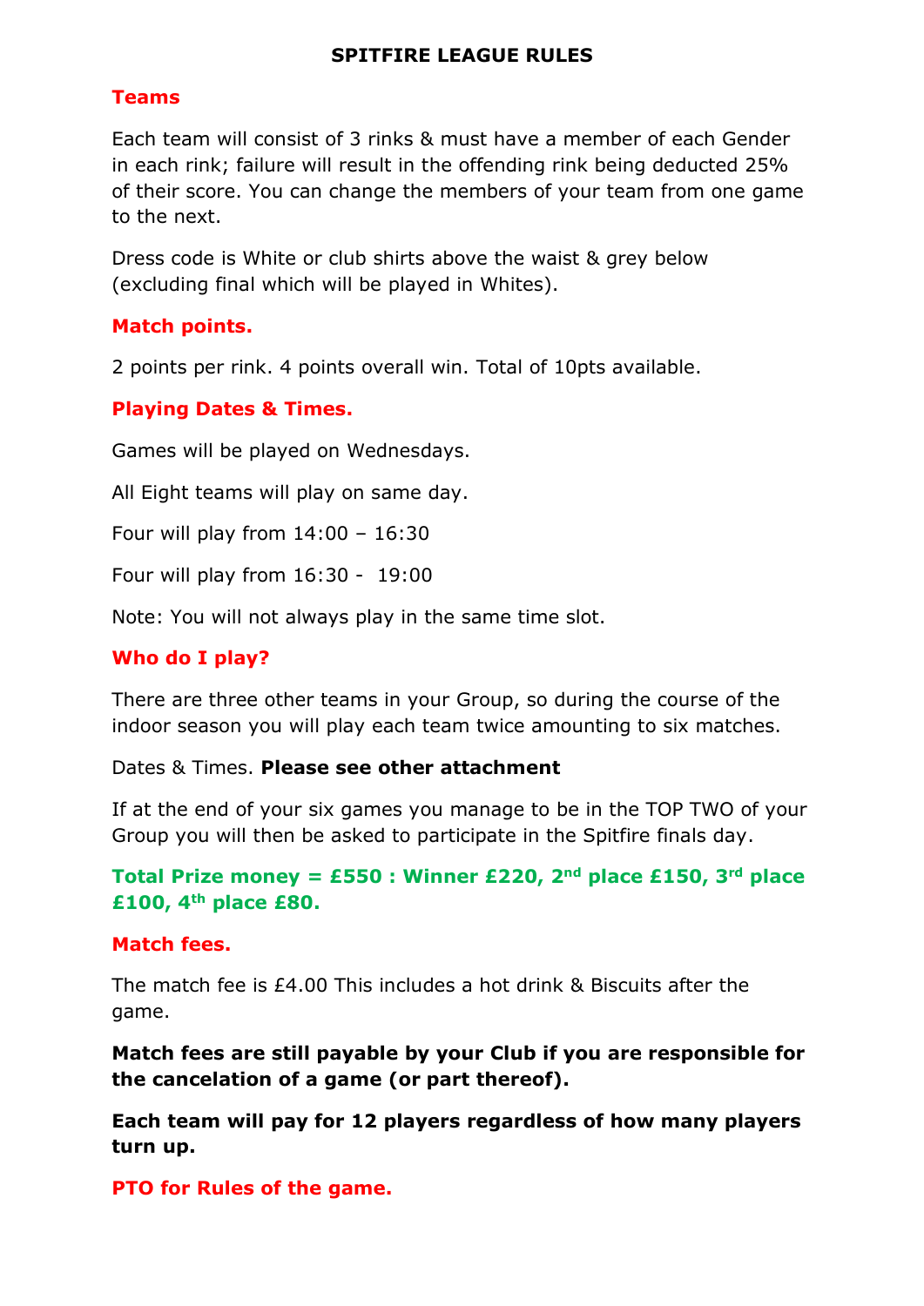# SPITFIRE LEAGUE RULES

## Teams

Each team will consist of 3 rinks & must have a member of each Gender in each rink; failure will result in the offending rink being deducted 25% of their score. You can change the members of your team from one game to the next.

Dress code is White or club shirts above the waist & grey below (excluding final which will be played in Whites).

## Match points.

2 points per rink. 4 points overall win. Total of 10pts available.

## Playing Dates & Times.

Games will be played on Wednesdays.

All Eight teams will play on same day.

Four will play from 14:00 – 16:30

Four will play from 16:30 - 19:00

Note: You will not always play in the same time slot.

## Who do I play?

There are three other teams in your Group, so during the course of the indoor season you will play each team twice amounting to six matches.

Dates & Times. **Please see other attachment**

If at the end of your six games you manage to be in the TOP TWO of your Group you will then be asked to participate in the Spitfire finals day.

**Total Prize money = £550 : Winner £220, 2nd place £150, 3rd place £100, 4th place £80.**

## Match fees.

The match fee is £4.00 This includes a hot drink & Biscuits after the game.

**Match fees are still payable by your Club if you are responsible for the cancelation of a game (or part thereof).**

**Each team will pay for 12 players regardless of how many players turn up.**

**PTO for Rules of the game.**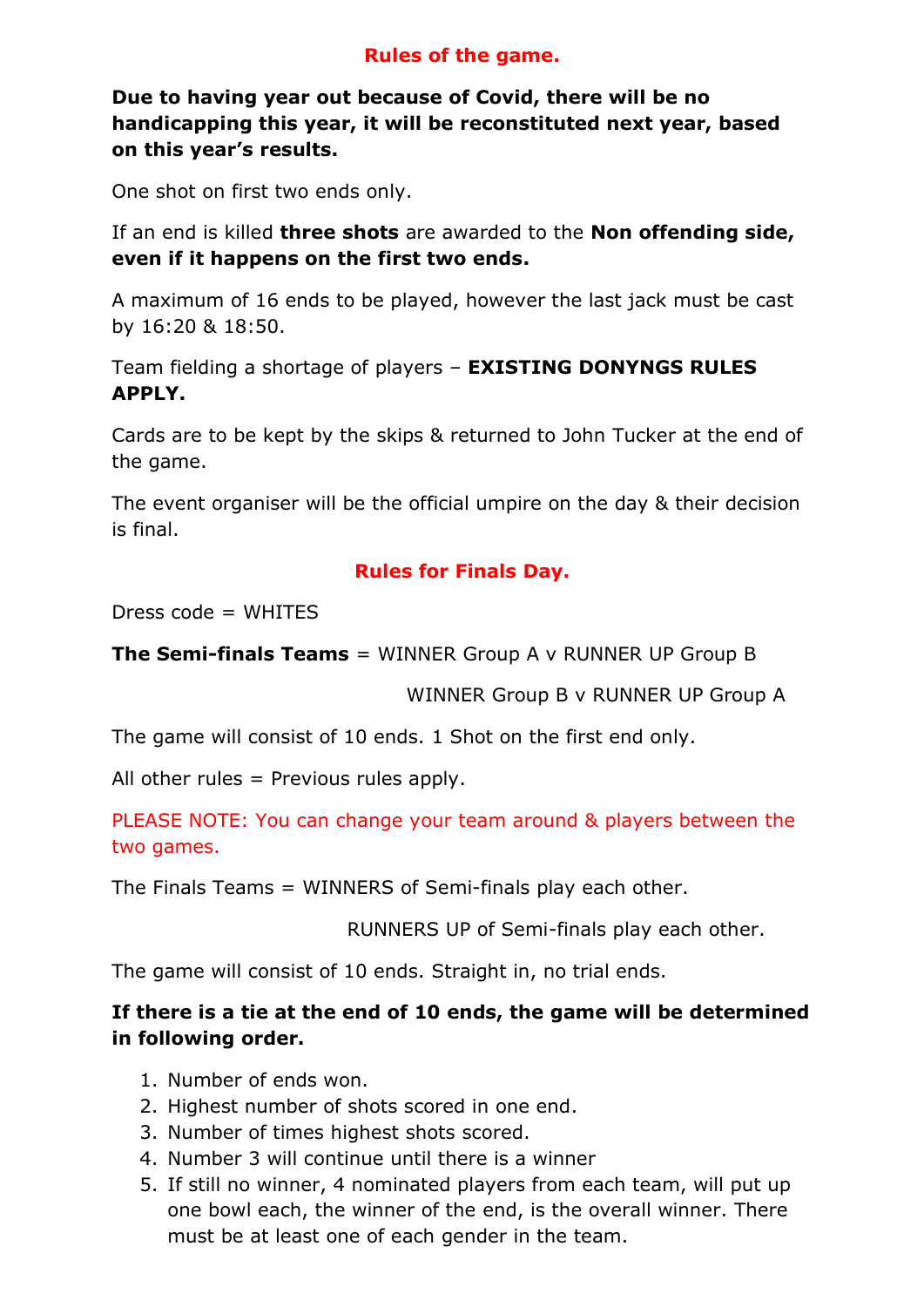## Rules of the game.

**Due to having year out because of Covid, there will be no handicapping this year, it will be reconstituted next year, based on this year's results.**

One shot on first two ends only.

If an end is killed **three shots** are awarded to the **Non offending side, even if it happens on the first two ends.**

A maximum of 16 ends to be played, however the last jack must be cast by 16:20 & 18:50.

Team fielding a shortage of players – **EXISTING DONYNGS RULES APPLY.**

Cards are to be kept by the skips & returned to John Tucker at the end of the game.

The event organiser will be the official umpire on the day & their decision is final.

## Rules for Finals Day.

Dress code = WHITES

**The Semi-finals Teams** = WINNER Group A v RUNNER UP Group B

WINNER Group B v RUNNER UP Group A

The game will consist of 10 ends. 1 Shot on the first end only.

All other rules = Previous rules apply.

PLEASE NOTE: You can change your team around & players between the two games.

The Finals Teams = WINNERS of Semi-finals play each other.

RUNNERS UP of Semi-finals play each other.

The game will consist of 10 ends. Straight in, no trial ends.

**If there is a tie at the end of 10 ends, the game will be determined in following order.**

1. Number of ends won.
2. Highest number of shots scored in one end.
3. Number of times highest shots scored.
4. Number 3 will continue until there is a winner
5. If still no winner, 4 nominated players from each team, will put up one bowl each, the winner of the end, is the overall winner. There must be at least one of each gender in the team.